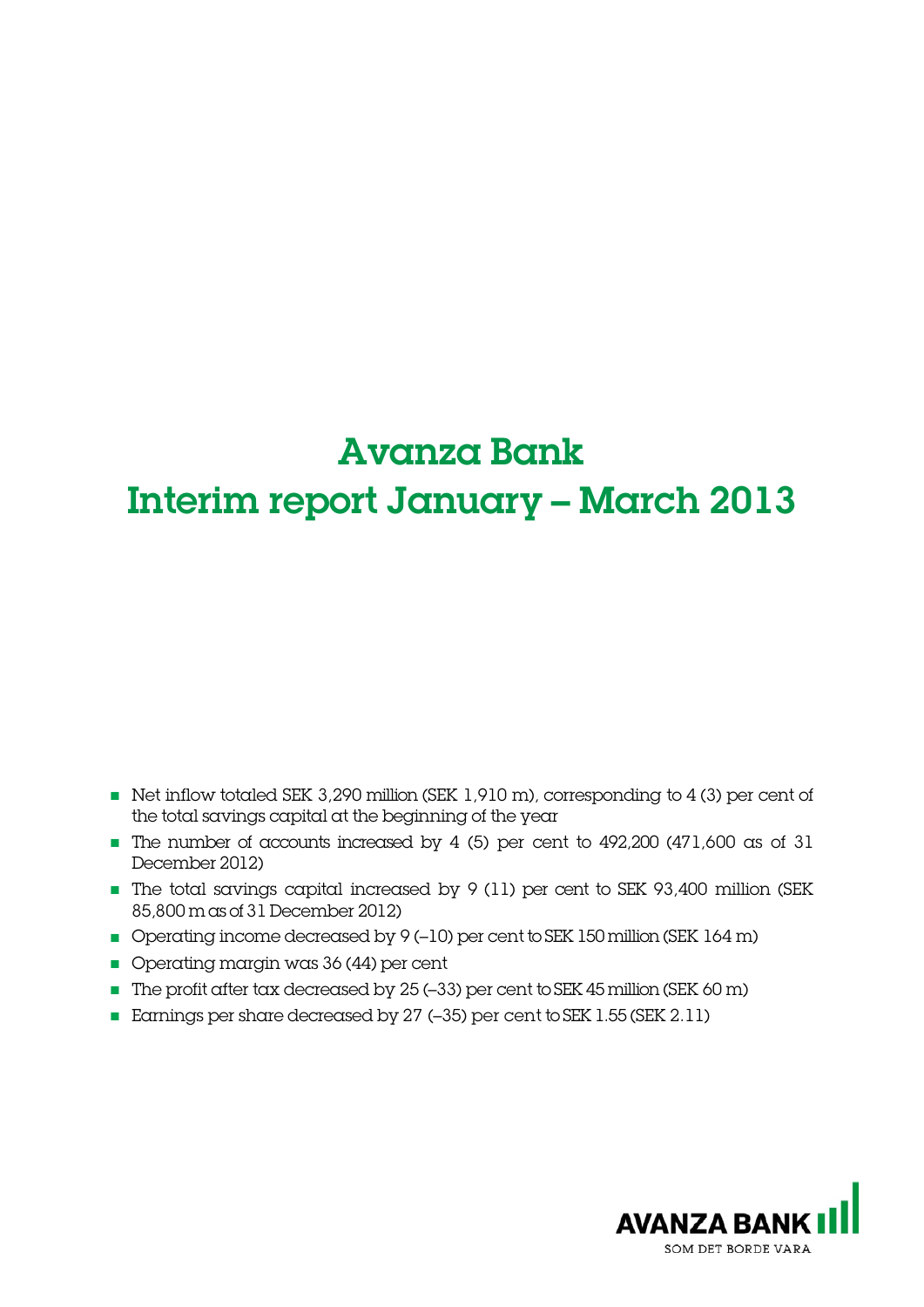# Avanza Bank
# Interim report January – March 2013

- Net inflow totaled SEK 3,290 million (SEK 1,910 m), corresponding to 4 (3) per cent of the total savings capital at the beginning of the year
- The number of accounts increased by 4 (5) per cent to 492,200 (471,600 as of 31 December 2012)
- The total savings capital increased by 9 (11) per cent to SEK 93,400 million (SEK 85,800 m as of 31 December 2012)
- Operating income decreased by 9 (–10) per cent to SEK 150 million (SEK 164 m)
- Operating margin was 36 (44) per cent
- The profit after tax decreased by 25 (–33) per cent to SEK 45 million (SEK 60 m)
- Earnings per share decreased by 27 (–35) per cent to SEK 1.55 (SEK 2.11)

AVANZA BANK

SOM DET BORDE VARA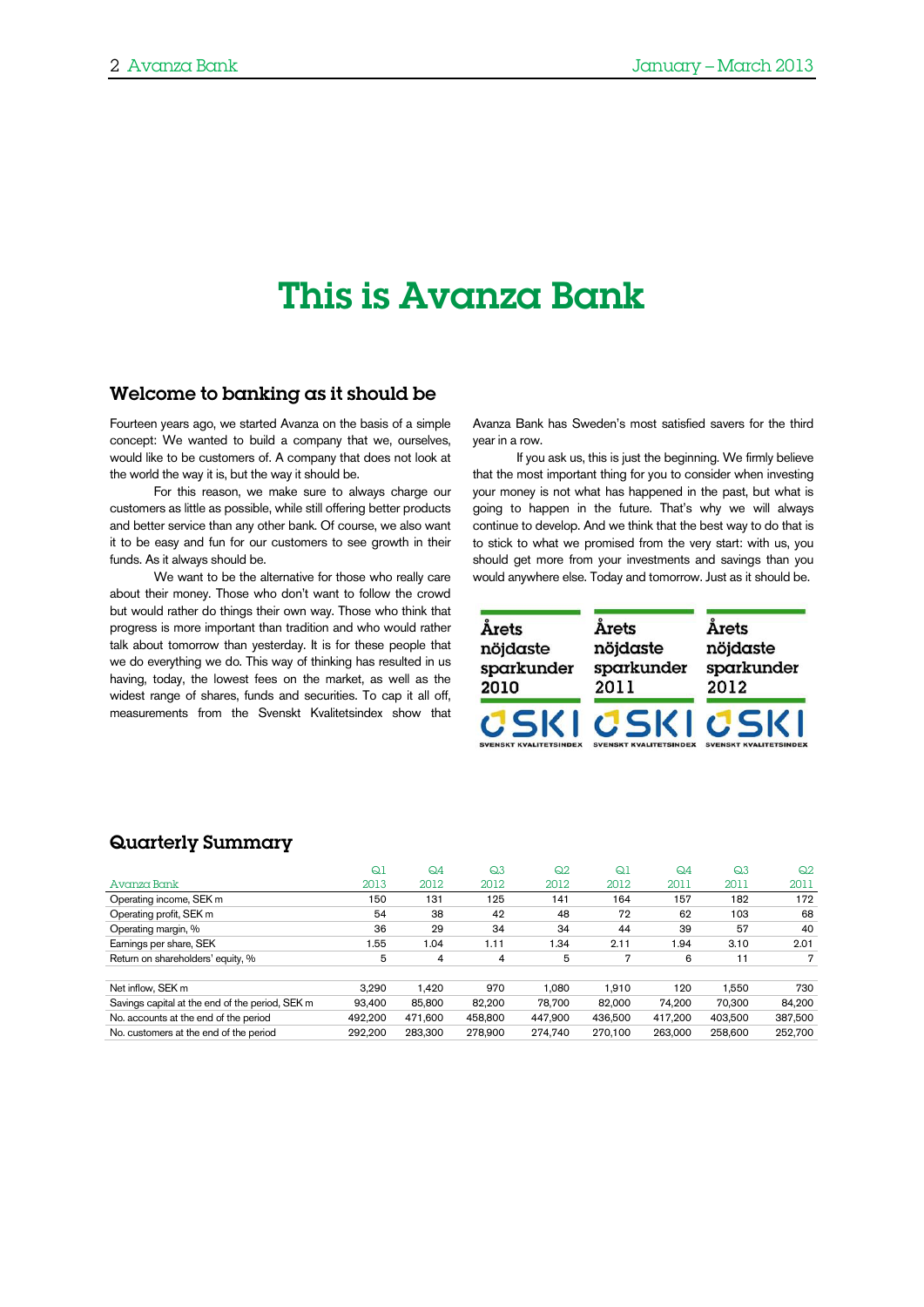# This is Avanza Bank

## Welcome to banking as it should be

Fourteen years ago, we started Avanza on the basis of a simple concept: We wanted to build a company that we, ourselves, would like to be customers of. A company that does not look at the world the way it is, but the way it should be.

For this reason, we make sure to always charge our customers as little as possible, while still offering better products and better service than any other bank. Of course, we also want it to be easy and fun for our customers to see growth in their funds. As it always should be.

We want to be the alternative for those who really care about their money. Those who don't want to follow the crowd but would rather do things their own way. Those who think that progress is more important than tradition and who would rather talk about tomorrow than yesterday. It is for these people that we do everything we do. This way of thinking has resulted in us having, today, the lowest fees on the market, as well as the widest range of shares, funds and securities. To cap it all off, measurements from the Svenskt Kvalitetsindex show that Avanza Bank has Sweden's most satisfied savers for the third year in a row.

If you ask us, this is just the beginning. We firmly believe that the most important thing for you to consider when investing your money is not what has happened in the past, but what is going to happen in the future. That's why we will always continue to develop. And we think that the best way to do that is to stick to what we promised from the very start: with us, you should get more from your investments and savings than you would anywhere else. Today and tomorrow. Just as it should be.

Årets nöjdaste sparkunder 2010 — SKI Svenskt Kvalitetsindex
Årets nöjdaste sparkunder 2011 — SKI Svenskt Kvalitetsindex
Årets nöjdaste sparkunder 2012 — SKI Svenskt Kvalitetsindex

## Quarterly Summary

| Avanza Bank | Q1 2013 | Q4 2012 | Q3 2012 | Q2 2012 | Q1 2012 | Q4 2011 | Q3 2011 | Q2 2011 |
|---|---|---|---|---|---|---|---|---|
| Operating income, SEK m | 150 | 131 | 125 | 141 | 164 | 157 | 182 | 172 |
| Operating profit, SEK m | 54 | 38 | 42 | 48 | 72 | 62 | 103 | 68 |
| Operating margin, % | 36 | 29 | 34 | 34 | 44 | 39 | 57 | 40 |
| Earnings per share, SEK | 1.55 | 1.04 | 1.11 | 1.34 | 2.11 | 1.94 | 3.10 | 2.01 |
| Return on shareholders' equity, % | 5 | 4 | 4 | 5 | 7 | 6 | 11 | 7 |
| | | | | | | | | |
| Net inflow, SEK m | 3,290 | 1,420 | 970 | 1,080 | 1,910 | 120 | 1,550 | 730 |
| Savings capital at the end of the period, SEK m | 93,400 | 85,800 | 82,200 | 78,700 | 82,000 | 74,200 | 70,300 | 84,200 |
| No. accounts at the end of the period | 492,200 | 471,600 | 458,800 | 447,900 | 436,500 | 417,200 | 403,500 | 387,500 |
| No. customers at the end of the period | 292,200 | 283,300 | 278,900 | 274,740 | 270,100 | 263,000 | 258,600 | 252,700 |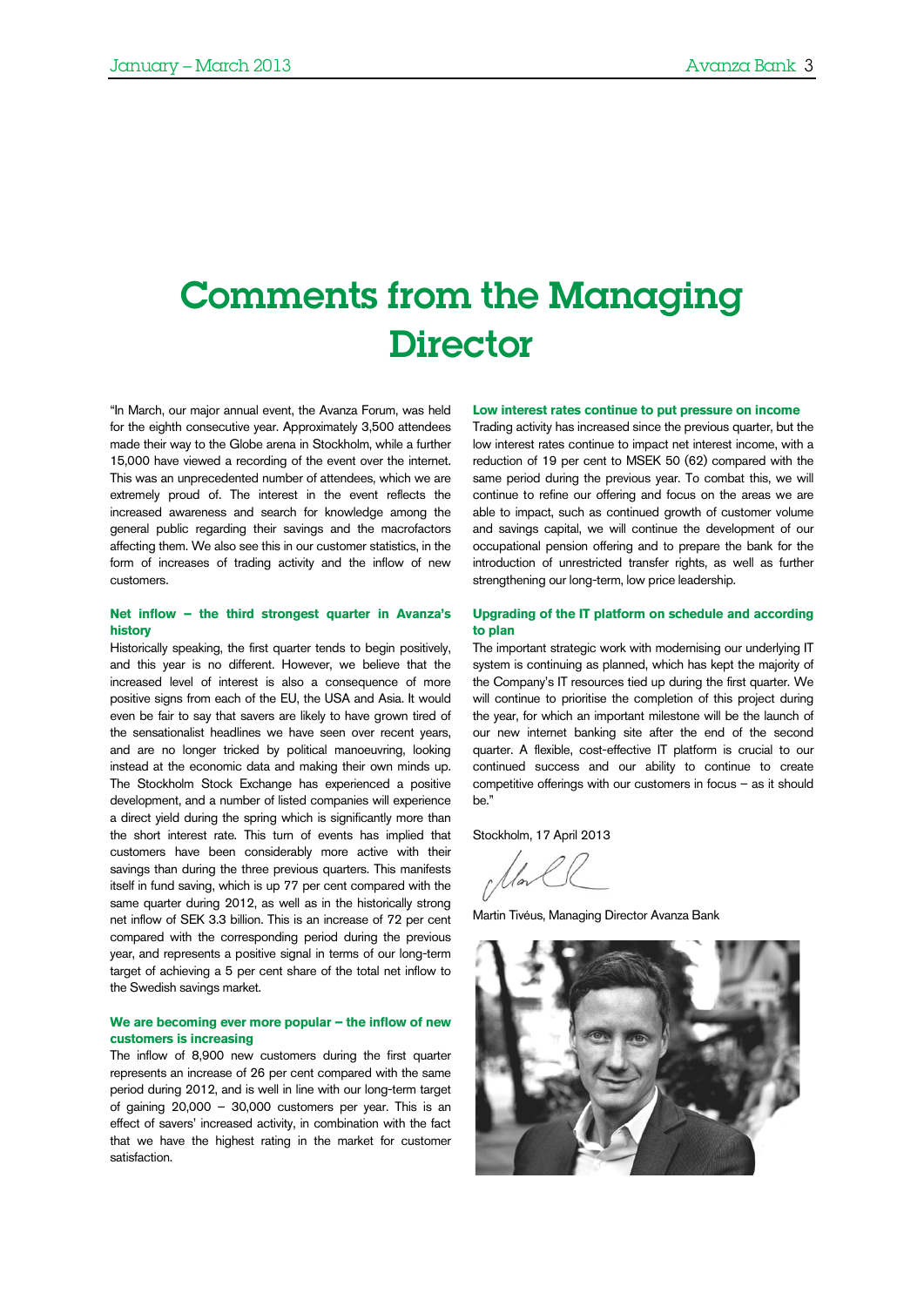# Comments from the Managing Director

"In March, our major annual event, the Avanza Forum, was held for the eighth consecutive year. Approximately 3,500 attendees made their way to the Globe arena in Stockholm, while a further 15,000 have viewed a recording of the event over the internet. This was an unprecedented number of attendees, which we are extremely proud of. The interest in the event reflects the increased awareness and search for knowledge among the general public regarding their savings and the macrofactors affecting them. We also see this in our customer statistics, in the form of increases of trading activity and the inflow of new customers.

### Net inflow – the third strongest quarter in Avanza's history

Historically speaking, the first quarter tends to begin positively, and this year is no different. However, we believe that the increased level of interest is also a consequence of more positive signs from each of the EU, the USA and Asia. It would even be fair to say that savers are likely to have grown tired of the sensationalist headlines we have seen over recent years, and are no longer tricked by political manoeuvring, looking instead at the economic data and making their own minds up. The Stockholm Stock Exchange has experienced a positive development, and a number of listed companies will experience a direct yield during the spring which is significantly more than the short interest rate. This turn of events has implied that customers have been considerably more active with their savings than during the three previous quarters. This manifests itself in fund saving, which is up 77 per cent compared with the same quarter during 2012, as well as in the historically strong net inflow of SEK 3.3 billion. This is an increase of 72 per cent compared with the corresponding period during the previous year, and represents a positive signal in terms of our long-term target of achieving a 5 per cent share of the total net inflow to the Swedish savings market.

### We are becoming ever more popular – the inflow of new customers is increasing

The inflow of 8,900 new customers during the first quarter represents an increase of 26 per cent compared with the same period during 2012, and is well in line with our long-term target of gaining 20,000 – 30,000 customers per year. This is an effect of savers' increased activity, in combination with the fact that we have the highest rating in the market for customer satisfaction.

### Low interest rates continue to put pressure on income

Trading activity has increased since the previous quarter, but the low interest rates continue to impact net interest income, with a reduction of 19 per cent to MSEK 50 (62) compared with the same period during the previous year. To combat this, we will continue to refine our offering and focus on the areas we are able to impact, such as continued growth of customer volume and savings capital, we will continue the development of our occupational pension offering and to prepare the bank for the introduction of unrestricted transfer rights, as well as further strengthening our long-term, low price leadership.

### Upgrading of the IT platform on schedule and according to plan

The important strategic work with modernising our underlying IT system is continuing as planned, which has kept the majority of the Company's IT resources tied up during the first quarter. We will continue to prioritise the completion of this project during the year, for which an important milestone will be the launch of our new internet banking site after the end of the second quarter. A flexible, cost-effective IT platform is crucial to our continued success and our ability to continue to create competitive offerings with our customers in focus – as it should be."

Stockholm, 17 April 2013

Martin Tivéus, Managing Director Avanza Bank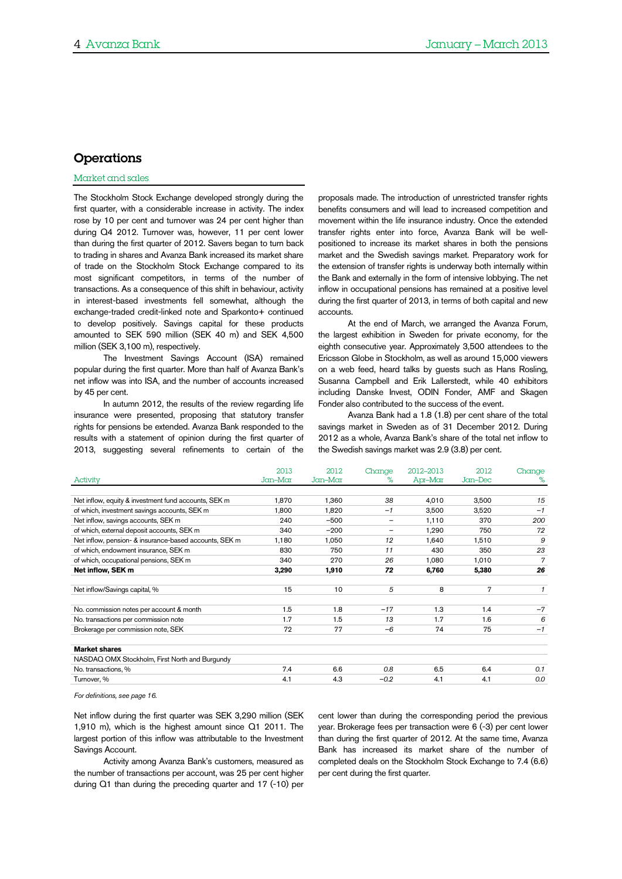## Operations

### Market and sales

The Stockholm Stock Exchange developed strongly during the first quarter, with a considerable increase in activity. The index rose by 10 per cent and turnover was 24 per cent higher than during Q4 2012. Turnover was, however, 11 per cent lower than during the first quarter of 2012. Savers began to turn back to trading in shares and Avanza Bank increased its market share of trade on the Stockholm Stock Exchange compared to its most significant competitors, in terms of the number of transactions. As a consequence of this shift in behaviour, activity in interest-based investments fell somewhat, although the exchange-traded credit-linked note and Sparkonto+ continued to develop positively. Savings capital for these products amounted to SEK 590 million (SEK 40 m) and SEK 4,500 million (SEK 3,100 m), respectively.

The Investment Savings Account (ISA) remained popular during the first quarter. More than half of Avanza Bank's net inflow was into ISA, and the number of accounts increased by 45 per cent.

In autumn 2012, the results of the review regarding life insurance were presented, proposing that statutory transfer rights for pensions be extended. Avanza Bank responded to the results with a statement of opinion during the first quarter of 2013, suggesting several refinements to certain of the proposals made. The introduction of unrestricted transfer rights benefits consumers and will lead to increased competition and movement within the life insurance industry. Once the extended transfer rights enter into force, Avanza Bank will be well-positioned to increase its market shares in both the pensions market and the Swedish savings market. Preparatory work for the extension of transfer rights is underway both internally within the Bank and externally in the form of intensive lobbying. The net inflow in occupational pensions has remained at a positive level during the first quarter of 2013, in terms of both capital and new accounts.

At the end of March, we arranged the Avanza Forum, the largest exhibition in Sweden for private economy, for the eighth consecutive year. Approximately 3,500 attendees to the Ericsson Globe in Stockholm, as well as around 15,000 viewers on a web feed, heard talks by guests such as Hans Rosling, Susanna Campbell and Erik Lallerstedt, while 40 exhibitors including Danske Invest, ODIN Fonder, AMF and Skagen Fonder also contributed to the success of the event.

Avanza Bank had a 1.8 (1.8) per cent share of the total savings market in Sweden as of 31 December 2012. During 2012 as a whole, Avanza Bank's share of the total net inflow to the Swedish savings market was 2.9 (3.8) per cent.

| Activity | 2013 Jan–Mar | 2012 Jan–Mar | Change % | 2012–2013 Apr–Mar | 2012 Jan–Dec | Change % |
|---|---|---|---|---|---|---|
| Net inflow, equity & investment fund accounts, SEK m | 1,870 | 1,360 | *38* | 4,010 | 3,500 | *15* |
| of which, investment savings accounts, SEK m | 1,800 | 1,820 | *−1* | 3,500 | 3,520 | *−1* |
| Net inflow, savings accounts, SEK m | 240 | −500 | – | 1,110 | 370 | *200* |
| of which, external deposit accounts, SEK m | 340 | −200 | – | 1,290 | 750 | *72* |
| Net inflow, pension- & insurance-based accounts, SEK m | 1,180 | 1,050 | *12* | 1,640 | 1,510 | *9* |
| of which, endowment insurance, SEK m | 830 | 750 | *11* | 430 | 350 | *23* |
| of which, occupational pensions, SEK m | 340 | 270 | *26* | 1,080 | 1,010 | *7* |
| **Net inflow, SEK m** | **3,290** | **1,910** | ***72*** | **6,760** | **5,380** | ***26*** |
| | | | | | | |
| Net inflow/Savings capital, % | 15 | 10 | *5* | 8 | 7 | *1* |
| | | | | | | |
| No. commission notes per account & month | 1.5 | 1.8 | *−17* | 1.3 | 1.4 | *−7* |
| No. transactions per commission note | 1.7 | 1.5 | *13* | 1.7 | 1.6 | *6* |
| Brokerage per commission note, SEK | 72 | 77 | *−6* | 74 | 75 | *−1* |
| | | | | | | |
| **Market shares** | | | | | | |
| NASDAQ OMX Stockholm, First North and Burgundy | | | | | | |
| No. transactions, % | 7.4 | 6.6 | *0.8* | 6.5 | 6.4 | *0.1* |
| Turnover, % | 4.1 | 4.3 | *−0.2* | 4.1 | 4.1 | *0.0* |

*For definitions, see page 16.*

Net inflow during the first quarter was SEK 3,290 million (SEK 1,910 m), which is the highest amount since Q1 2011. The largest portion of this inflow was attributable to the Investment Savings Account.

Activity among Avanza Bank's customers, measured as the number of transactions per account, was 25 per cent higher during Q1 than during the preceding quarter and 17 (-10) per cent lower than during the corresponding period the previous year. Brokerage fees per transaction were 6 (-3) per cent lower than during the first quarter of 2012. At the same time, Avanza Bank has increased its market share of the number of completed deals on the Stockholm Stock Exchange to 7.4 (6.6) per cent during the first quarter.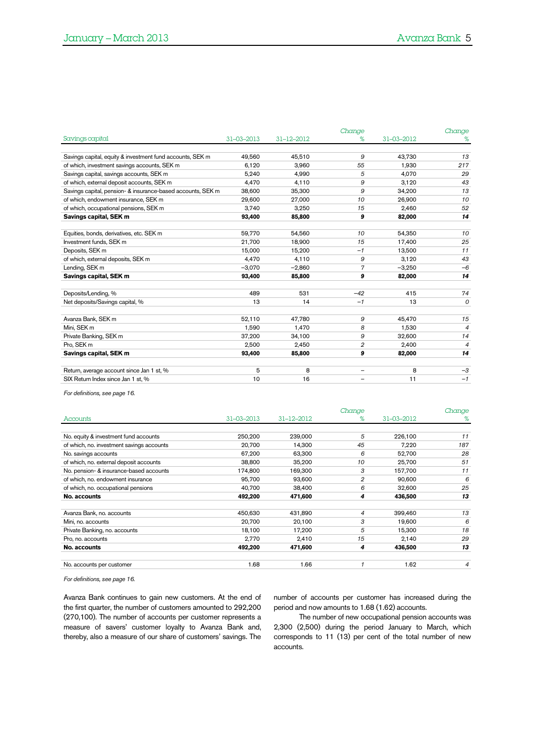| Savings capital | 31-03-2013 | 31-12-2012 | Change % | 31-03-2012 | Change % |
|---|---|---|---|---|---|
| Savings capital, equity & investment fund accounts, SEK m | 49,560 | 45,510 | *9* | 43,730 | *13* |
| of which, investment savings accounts, SEK m | 6,120 | 3,960 | *55* | 1,930 | *217* |
| Savings capital, savings accounts, SEK m | 5,240 | 4,990 | *5* | 4,070 | *29* |
| of which, external deposit accounts, SEK m | 4,470 | 4,110 | *9* | 3,120 | *43* |
| Savings capital, pension- & insurance-based accounts, SEK m | 38,600 | 35,300 | *9* | 34,200 | *13* |
| of which, endowment insurance, SEK m | 29,600 | 27,000 | *10* | 26,900 | *10* |
| of which, occupational pensions, SEK m | 3,740 | 3,250 | *15* | 2,460 | *52* |
| **Savings capital, SEK m** | **93,400** | **85,800** | ***9*** | **82,000** | ***14*** |
| | | | | | |
| Equities, bonds, derivatives, etc. SEK m | 59,770 | 54,560 | *10* | 54,350 | *10* |
| Investment funds, SEK m | 21,700 | 18,900 | *15* | 17,400 | *25* |
| Deposits, SEK m | 15,000 | 15,200 | *–1* | 13,500 | *11* |
| of which, external deposits, SEK m | 4,470 | 4,110 | *9* | 3,120 | *43* |
| Lending, SEK m | –3,070 | –2,860 | *7* | –3,250 | *–6* |
| **Savings capital, SEK m** | **93,400** | **85,800** | ***9*** | **82,000** | ***14*** |
| | | | | | |
| Deposits/Lending, % | 489 | 531 | *–42* | 415 | *74* |
| Net deposits/Savings capital, % | 13 | 14 | *–1* | 13 | *0* |
| | | | | | |
| Avanza Bank, SEK m | 52,110 | 47,780 | *9* | 45,470 | *15* |
| Mini, SEK m | 1,590 | 1,470 | *8* | 1,530 | *4* |
| Private Banking, SEK m | 37,200 | 34,100 | *9* | 32,600 | *14* |
| Pro, SEK m | 2,500 | 2,450 | *2* | 2,400 | *4* |
| **Savings capital, SEK m** | **93,400** | **85,800** | ***9*** | **82,000** | ***14*** |
| | | | | | |
| Return, average account since Jan 1 st, % | 5 | 8 | – | 8 | *–3* |
| SIX Return Index since Jan 1 st, % | 10 | 16 | – | 11 | *–1* |

*For definitions, see page 16.*

| Accounts | 31-03-2013 | 31-12-2012 | Change % | 31-03-2012 | Change % |
|---|---|---|---|---|---|
| No. equity & investment fund accounts | 250,200 | 239,000 | *5* | 226,100 | *11* |
| of which, no. investment savings accounts | 20,700 | 14,300 | *45* | 7,220 | *187* |
| No. savings accounts | 67,200 | 63,300 | *6* | 52,700 | *28* |
| of which, no. external deposit accounts | 38,800 | 35,200 | *10* | 25,700 | *51* |
| No. pension- & insurance-based accounts | 174,800 | 169,300 | *3* | 157,700 | *11* |
| of which, no. endowment insurance | 95,700 | 93,600 | *2* | 90,600 | *6* |
| of which, no. occupational pensions | 40,700 | 38,400 | *6* | 32,600 | *25* |
| **No. accounts** | **492,200** | **471,600** | ***4*** | **436,500** | ***13*** |
| | | | | | |
| Avanza Bank, no. accounts | 450,630 | 431,890 | *4* | 399,460 | *13* |
| Mini, no. accounts | 20,700 | 20,100 | *3* | 19,600 | *6* |
| Private Banking, no. accounts | 18,100 | 17,200 | *5* | 15,300 | *18* |
| Pro, no. accounts | 2,770 | 2,410 | *15* | 2,140 | *29* |
| **No. accounts** | **492,200** | **471,600** | ***4*** | **436,500** | ***13*** |
| | | | | | |
| No. accounts per customer | 1.68 | 1.66 | *1* | 1.62 | *4* |

*For definitions, see page 16.*

Avanza Bank continues to gain new customers. At the end of the first quarter, the number of customers amounted to 292,200 (270,100). The number of accounts per customer represents a measure of savers' customer loyalty to Avanza Bank and, thereby, also a measure of our share of customers' savings. The number of accounts per customer has increased during the period and now amounts to 1.68 (1.62) accounts.

The number of new occupational pension accounts was 2,300 (2,500) during the period January to March, which corresponds to 11 (13) per cent of the total number of new accounts.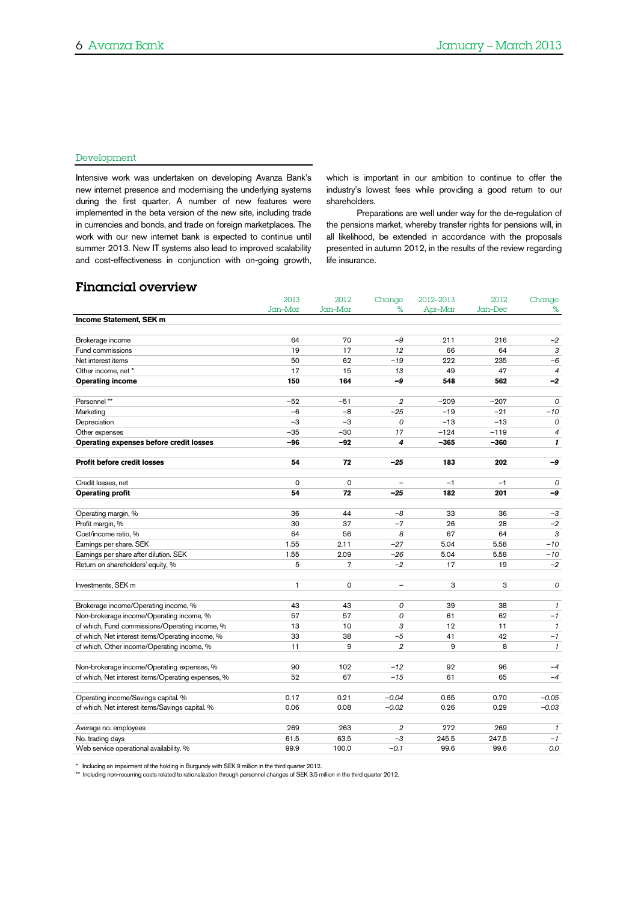## Development

Intensive work was undertaken on developing Avanza Bank's new internet presence and modernising the underlying systems during the first quarter. A number of new features were implemented in the beta version of the new site, including trade in currencies and bonds, and trade on foreign marketplaces. The work with our new internet bank is expected to continue until summer 2013. New IT systems also lead to improved scalability and cost-effectiveness in conjunction with on-going growth, which is important in our ambition to continue to offer the industry's lowest fees while providing a good return to our shareholders.

Preparations are well under way for the de-regulation of the pensions market, whereby transfer rights for pensions will, in all likelihood, be extended in accordance with the proposals presented in autumn 2012, in the results of the review regarding life insurance.

# Financial overview

| | 2013 Jan–Mar | 2012 Jan–Mar | Change % | 2012–2013 Apr–Mar | 2012 Jan–Dec | Change % |
|---|---|---|---|---|---|---|
| **Income Statement, SEK m** | | | | | | |
| Brokerage income | 64 | 70 | –9 | 211 | 216 | –2 |
| Fund commissions | 19 | 17 | 12 | 66 | 64 | 3 |
| Net interest items | 50 | 62 | –19 | 222 | 235 | –6 |
| Other income, net * | 17 | 15 | 13 | 49 | 47 | 4 |
| **Operating income** | **150** | **164** | **–9** | **548** | **562** | **–2** |
| Personnel ** | –52 | –51 | 2 | –209 | –207 | 0 |
| Marketing | –6 | –8 | –25 | –19 | –21 | –10 |
| Depreciation | –3 | –3 | 0 | –13 | –13 | 0 |
| Other expenses | –35 | –30 | 17 | –124 | –119 | 4 |
| **Operating expenses before credit losses** | **–96** | **–92** | **4** | **–365** | **–360** | **1** |
| **Profit before credit losses** | **54** | **72** | **–25** | **183** | **202** | **–9** |
| Credit losses, net | 0 | 0 | – | –1 | –1 | 0 |
| **Operating profit** | **54** | **72** | **–25** | **182** | **201** | **–9** |
| Operating margin, % | 36 | 44 | –8 | 33 | 36 | –3 |
| Profit margin, % | 30 | 37 | –7 | 26 | 28 | –2 |
| Cost/income ratio, % | 64 | 56 | 8 | 67 | 64 | 3 |
| Earnings per share. SEK | 1.55 | 2.11 | –27 | 5.04 | 5.58 | –10 |
| Earnings per share after dilution. SEK | 1.55 | 2.09 | –26 | 5.04 | 5.58 | –10 |
| Return on shareholders' equity, % | 5 | 7 | –2 | 17 | 19 | –2 |
| Investments, SEK m | 1 | 0 | – | 3 | 3 | 0 |
| Brokerage income/Operating income, % | 43 | 43 | 0 | 39 | 38 | 1 |
| Non-brokerage income/Operating income, % | 57 | 57 | 0 | 61 | 62 | –1 |
| of which, Fund commissions/Operating income, % | 13 | 10 | 3 | 12 | 11 | 1 |
| of which, Net interest items/Operating income, % | 33 | 38 | –5 | 41 | 42 | –1 |
| of which, Other income/Operating income, % | 11 | 9 | 2 | 9 | 8 | 1 |
| Non-brokerage income/Operating expenses, % | 90 | 102 | –12 | 92 | 96 | –4 |
| of which, Net interest items/Operating expenses, % | 52 | 67 | –15 | 61 | 65 | –4 |
| Operating income/Savings capital. % | 0.17 | 0.21 | –0.04 | 0.65 | 0.70 | –0.05 |
| of which. Net interest items/Savings capital. % | 0.06 | 0.08 | –0.02 | 0.26 | 0.29 | –0.03 |
| Average no. employees | 269 | 263 | 2 | 272 | 269 | 1 |
| No. trading days | 61.5 | 63.5 | –3 | 245.5 | 247.5 | –1 |
| Web service operational availability. % | 99.9 | 100.0 | –0.1 | 99.6 | 99.6 | 0.0 |

\* Including an impairment of the holding in Burgundy with SEK 9 million in the third quarter 2012.

\** Including non-recurring costs related to rationalization through personnel changes of SEK 3.5 million in the third quarter 2012.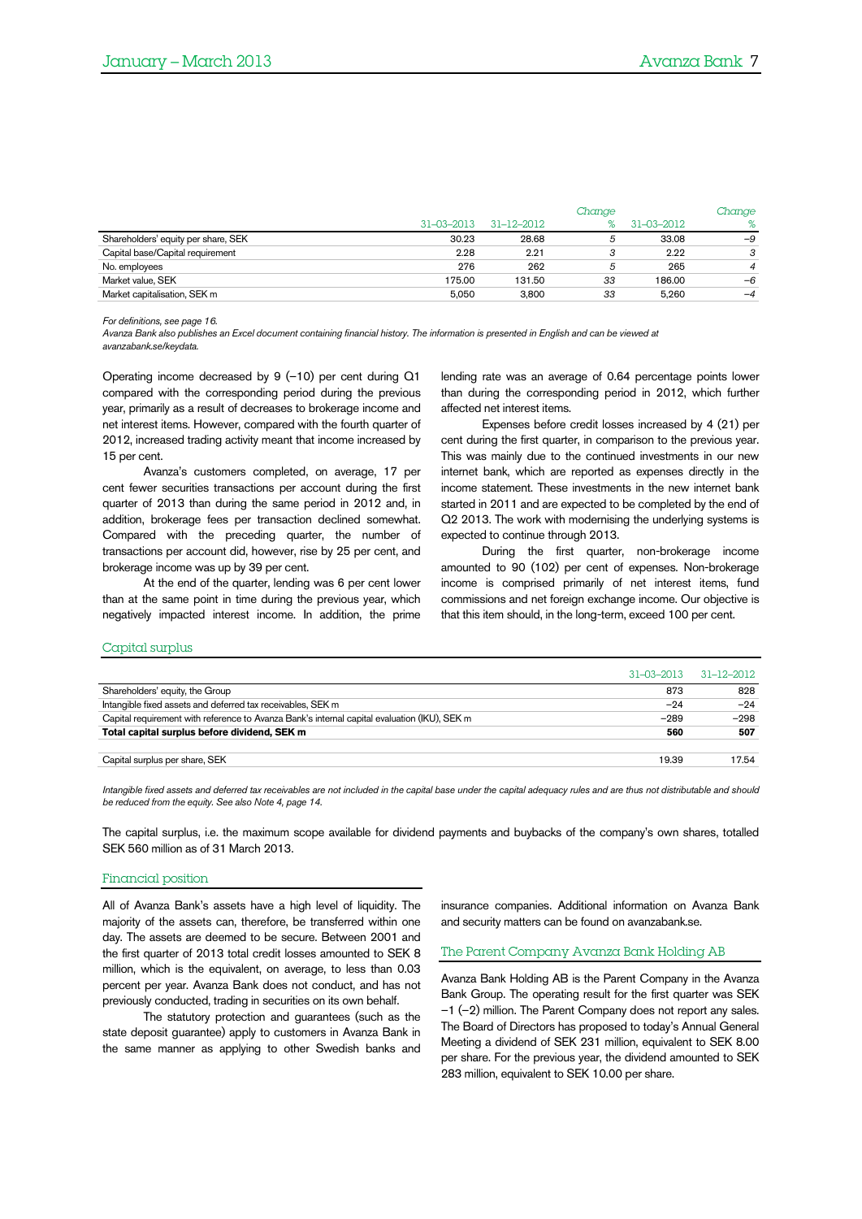| | 31–03–2013 | 31–12–2012 | Change % | 31–03–2012 | Change % |
|---|---|---|---|---|---|
| Shareholders' equity per share, SEK | 30.23 | 28.68 | 5 | 33.08 | –9 |
| Capital base/Capital requirement | 2.28 | 2.21 | 3 | 2.22 | 3 |
| No. employees | 276 | 262 | 5 | 265 | 4 |
| Market value, SEK | 175.00 | 131.50 | 33 | 186.00 | –6 |
| Market capitalisation, SEK m | 5,050 | 3,800 | 33 | 5,260 | –4 |

*For definitions, see page 16.*
*Avanza Bank also publishes an Excel document containing financial history. The information is presented in English and can be viewed at avanzabank.se/keydata.*

Operating income decreased by 9 (–10) per cent during Q1 compared with the corresponding period during the previous year, primarily as a result of decreases to brokerage income and net interest items. However, compared with the fourth quarter of 2012, increased trading activity meant that income increased by 15 per cent.

Avanza's customers completed, on average, 17 per cent fewer securities transactions per account during the first quarter of 2013 than during the same period in 2012 and, in addition, brokerage fees per transaction declined somewhat. Compared with the preceding quarter, the number of transactions per account did, however, rise by 25 per cent, and brokerage income was up by 39 per cent.

At the end of the quarter, lending was 6 per cent lower than at the same point in time during the previous year, which negatively impacted interest income. In addition, the prime lending rate was an average of 0.64 percentage points lower than during the corresponding period in 2012, which further affected net interest items.

Expenses before credit losses increased by 4 (21) per cent during the first quarter, in comparison to the previous year. This was mainly due to the continued investments in our new internet bank, which are reported as expenses directly in the income statement. These investments in the new internet bank started in 2011 and are expected to be completed by the end of Q2 2013. The work with modernising the underlying systems is expected to continue through 2013.

During the first quarter, non-brokerage income amounted to 90 (102) per cent of expenses. Non-brokerage income is comprised primarily of net interest items, fund commissions and net foreign exchange income. Our objective is that this item should, in the long-term, exceed 100 per cent.

## Capital surplus

| | 31–03–2013 | 31–12–2012 |
|---|---|---|
| Shareholders' equity, the Group | 873 | 828 |
| Intangible fixed assets and deferred tax receivables, SEK m | –24 | –24 |
| Capital requirement with reference to Avanza Bank's internal capital evaluation (IKU), SEK m | –289 | –298 |
| **Total capital surplus before dividend, SEK m** | **560** | **507** |
| Capital surplus per share, SEK | 19.39 | 17.54 |

*Intangible fixed assets and deferred tax receivables are not included in the capital base under the capital adequacy rules and are thus not distributable and should be reduced from the equity. See also Note 4, page 14.*

The capital surplus, i.e. the maximum scope available for dividend payments and buybacks of the company's own shares, totalled SEK 560 million as of 31 March 2013.

## Financial position

All of Avanza Bank's assets have a high level of liquidity. The majority of the assets can, therefore, be transferred within one day. The assets are deemed to be secure. Between 2001 and the first quarter of 2013 total credit losses amounted to SEK 8 million, which is the equivalent, on average, to less than 0.03 percent per year. Avanza Bank does not conduct, and has not previously conducted, trading in securities on its own behalf.

The statutory protection and guarantees (such as the state deposit guarantee) apply to customers in Avanza Bank in the same manner as applying to other Swedish banks and insurance companies. Additional information on Avanza Bank and security matters can be found on avanzabank.se.

## The Parent Company Avanza Bank Holding AB

Avanza Bank Holding AB is the Parent Company in the Avanza Bank Group. The operating result for the first quarter was SEK –1 (–2) million. The Parent Company does not report any sales. The Board of Directors has proposed to today's Annual General Meeting a dividend of SEK 231 million, equivalent to SEK 8.00 per share. For the previous year, the dividend amounted to SEK 283 million, equivalent to SEK 10.00 per share.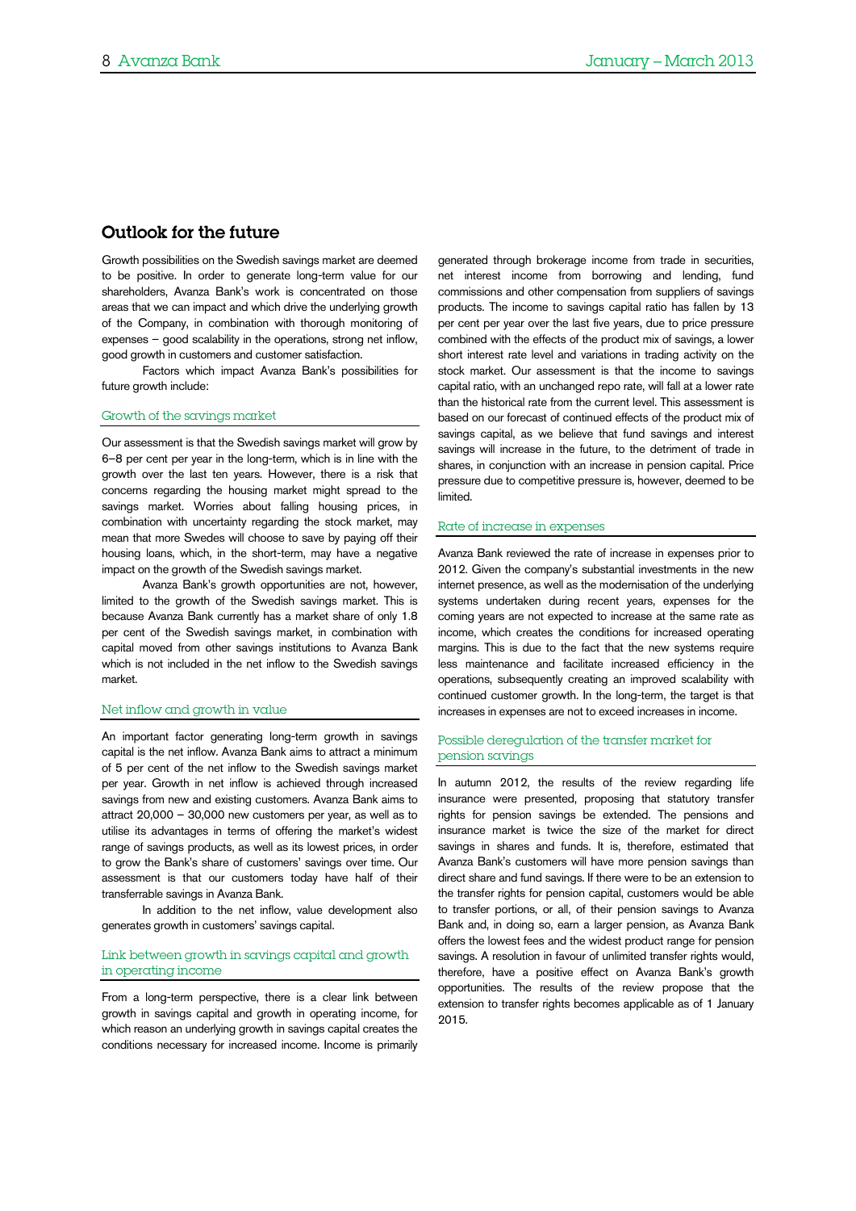## Outlook for the future

Growth possibilities on the Swedish savings market are deemed to be positive. In order to generate long-term value for our shareholders, Avanza Bank's work is concentrated on those areas that we can impact and which drive the underlying growth of the Company, in combination with thorough monitoring of expenses – good scalability in the operations, strong net inflow, good growth in customers and customer satisfaction.

Factors which impact Avanza Bank's possibilities for future growth include:

### Growth of the savings market

Our assessment is that the Swedish savings market will grow by 6–8 per cent per year in the long-term, which is in line with the growth over the last ten years. However, there is a risk that concerns regarding the housing market might spread to the savings market. Worries about falling housing prices, in combination with uncertainty regarding the stock market, may mean that more Swedes will choose to save by paying off their housing loans, which, in the short-term, may have a negative impact on the growth of the Swedish savings market.

Avanza Bank's growth opportunities are not, however, limited to the growth of the Swedish savings market. This is because Avanza Bank currently has a market share of only 1.8 per cent of the Swedish savings market, in combination with capital moved from other savings institutions to Avanza Bank which is not included in the net inflow to the Swedish savings market.

### Net inflow and growth in value

An important factor generating long-term growth in savings capital is the net inflow. Avanza Bank aims to attract a minimum of 5 per cent of the net inflow to the Swedish savings market per year. Growth in net inflow is achieved through increased savings from new and existing customers. Avanza Bank aims to attract 20,000 – 30,000 new customers per year, as well as to utilise its advantages in terms of offering the market's widest range of savings products, as well as its lowest prices, in order to grow the Bank's share of customers' savings over time. Our assessment is that our customers today have half of their transferrable savings in Avanza Bank.

In addition to the net inflow, value development also generates growth in customers' savings capital.

### Link between growth in savings capital and growth in operating income

From a long-term perspective, there is a clear link between growth in savings capital and growth in operating income, for which reason an underlying growth in savings capital creates the conditions necessary for increased income. Income is primarily generated through brokerage income from trade in securities, net interest income from borrowing and lending, fund commissions and other compensation from suppliers of savings products. The income to savings capital ratio has fallen by 13 per cent per year over the last five years, due to price pressure combined with the effects of the product mix of savings, a lower short interest rate level and variations in trading activity on the stock market. Our assessment is that the income to savings capital ratio, with an unchanged repo rate, will fall at a lower rate than the historical rate from the current level. This assessment is based on our forecast of continued effects of the product mix of savings capital, as we believe that fund savings and interest savings will increase in the future, to the detriment of trade in shares, in conjunction with an increase in pension capital. Price pressure due to competitive pressure is, however, deemed to be limited.

### Rate of increase in expenses

Avanza Bank reviewed the rate of increase in expenses prior to 2012. Given the company's substantial investments in the new internet presence, as well as the modernisation of the underlying systems undertaken during recent years, expenses for the coming years are not expected to increase at the same rate as income, which creates the conditions for increased operating margins. This is due to the fact that the new systems require less maintenance and facilitate increased efficiency in the operations, subsequently creating an improved scalability with continued customer growth. In the long-term, the target is that increases in expenses are not to exceed increases in income.

### Possible deregulation of the transfer market for pension savings

In autumn 2012, the results of the review regarding life insurance were presented, proposing that statutory transfer rights for pension savings be extended. The pensions and insurance market is twice the size of the market for direct savings in shares and funds. It is, therefore, estimated that Avanza Bank's customers will have more pension savings than direct share and fund savings. If there were to be an extension to the transfer rights for pension capital, customers would be able to transfer portions, or all, of their pension savings to Avanza Bank and, in doing so, earn a larger pension, as Avanza Bank offers the lowest fees and the widest product range for pension savings. A resolution in favour of unlimited transfer rights would, therefore, have a positive effect on Avanza Bank's growth opportunities. The results of the review propose that the extension to transfer rights becomes applicable as of 1 January 2015.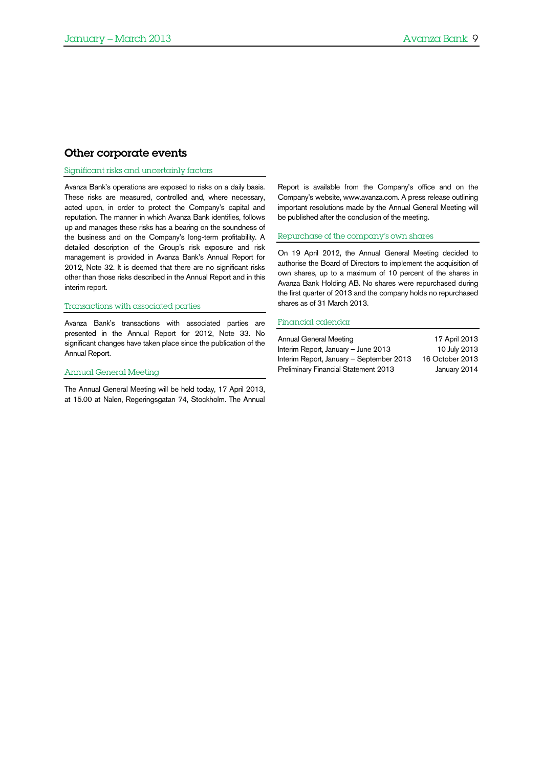## Other corporate events

### Significant risks and uncertainly factors

Avanza Bank's operations are exposed to risks on a daily basis. These risks are measured, controlled and, where necessary, acted upon, in order to protect the Company's capital and reputation. The manner in which Avanza Bank identifies, follows up and manages these risks has a bearing on the soundness of the business and on the Company's long-term profitability. A detailed description of the Group's risk exposure and risk management is provided in Avanza Bank's Annual Report for 2012, Note 32. It is deemed that there are no significant risks other than those risks described in the Annual Report and in this interim report.

### Transactions with associated parties

Avanza Bank's transactions with associated parties are presented in the Annual Report for 2012, Note 33. No significant changes have taken place since the publication of the Annual Report.

### Annual General Meeting

The Annual General Meeting will be held today, 17 April 2013, at 15.00 at Nalen, Regeringsgatan 74, Stockholm. The Annual Report is available from the Company's office and on the Company's website, www.avanza.com. A press release outlining important resolutions made by the Annual General Meeting will be published after the conclusion of the meeting.

### Repurchase of the company's own shares

On 19 April 2012, the Annual General Meeting decided to authorise the Board of Directors to implement the acquisition of own shares, up to a maximum of 10 percent of the shares in Avanza Bank Holding AB. No shares were repurchased during the first quarter of 2013 and the company holds no repurchased shares as of 31 March 2013.

### Financial calendar

| | |
|---|---|
| Annual General Meeting | 17 April 2013 |
| Interim Report, January – June 2013 | 10 July 2013 |
| Interim Report, January – September 2013 | 16 October 2013 |
| Preliminary Financial Statement 2013 | January 2014 |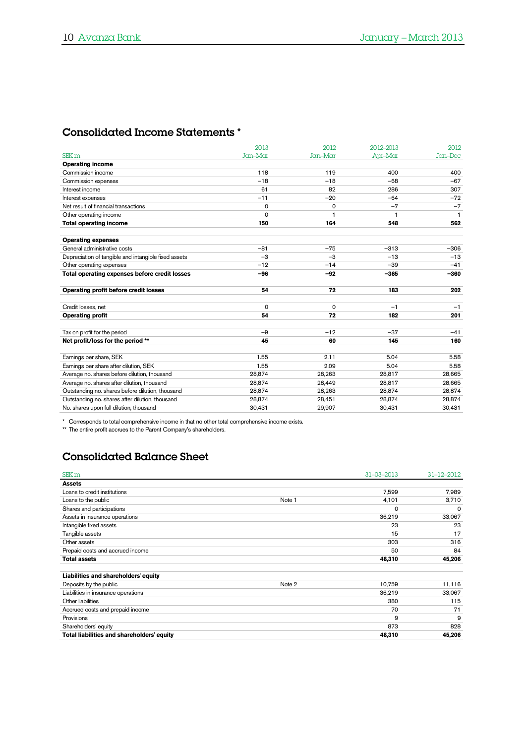## Consolidated Income Statements *

| SEK m | 2013 Jan–Mar | 2012 Jan–Mar | 2012–2013 Apr–Mar | 2012 Jan–Dec |
|---|---|---|---|---|
| **Operating income** | | | | |
| Commission income | 118 | 119 | 400 | 400 |
| Commission expenses | −18 | −18 | −68 | −67 |
| Interest income | 61 | 82 | 286 | 307 |
| Interest expenses | −11 | −20 | −64 | −72 |
| Net result of financial transactions | 0 | 0 | −7 | −7 |
| Other operating income | 0 | 1 | 1 | 1 |
| **Total operating income** | **150** | **164** | **548** | **562** |
| | | | | |
| **Operating expenses** | | | | |
| General administrative costs | −81 | −75 | −313 | −306 |
| Depreciation of tangible and intangible fixed assets | −3 | −3 | −13 | −13 |
| Other operating expenses | −12 | −14 | −39 | −41 |
| **Total operating expenses before credit losses** | **−96** | **−92** | **−365** | **−360** |
| | | | | |
| **Operating profit before credit losses** | **54** | **72** | **183** | **202** |
| | | | | |
| Credit losses, net | 0 | 0 | −1 | −1 |
| **Operating profit** | **54** | **72** | **182** | **201** |
| | | | | |
| Tax on profit for the period | −9 | −12 | −37 | −41 |
| **Net profit/loss for the period \*\*** | **45** | **60** | **145** | **160** |
| | | | | |
| Earnings per share, SEK | 1.55 | 2.11 | 5.04 | 5.58 |
| Earnings per share after dilution, SEK | 1.55 | 2.09 | 5.04 | 5.58 |
| Average no. shares before dilution, thousand | 28,874 | 28,263 | 28,817 | 28,665 |
| Average no. shares after dilution, thousand | 28,874 | 28,449 | 28,817 | 28,665 |
| Outstanding no. shares before dilution, thousand | 28,874 | 28,263 | 28,874 | 28,874 |
| Outstanding no. shares after dilution, thousand | 28,874 | 28,451 | 28,874 | 28,874 |
| No. shares upon full dilution, thousand | 30,431 | 29,907 | 30,431 | 30,431 |

\* Corresponds to total comprehensive income in that no other total comprehensive income exists.

\*\* The entire profit accrues to the Parent Company's shareholders.

## Consolidated Balance Sheet

| SEK m | | 31–03–2013 | 31–12–2012 |
|---|---|---|---|
| **Assets** | | | |
| Loans to credit institutions | | 7,599 | 7,989 |
| Loans to the public | Note 1 | 4,101 | 3,710 |
| Shares and participations | | 0 | 0 |
| Assets in insurance operations | | 36,219 | 33,067 |
| Intangible fixed assets | | 23 | 23 |
| Tangible assets | | 15 | 17 |
| Other assets | | 303 | 316 |
| Prepaid costs and accrued income | | 50 | 84 |
| **Total assets** | | **48,310** | **45,206** |
| | | | |
| **Liabilities and shareholders' equity** | | | |
| Deposits by the public | Note 2 | 10,759 | 11,116 |
| Liabilities in insurance operations | | 36,219 | 33,067 |
| Other liabilities | | 380 | 115 |
| Accrued costs and prepaid income | | 70 | 71 |
| Provisions | | 9 | 9 |
| Shareholders' equity | | 873 | 828 |
| **Total liabilities and shareholders' equity** | | **48,310** | **45,206** |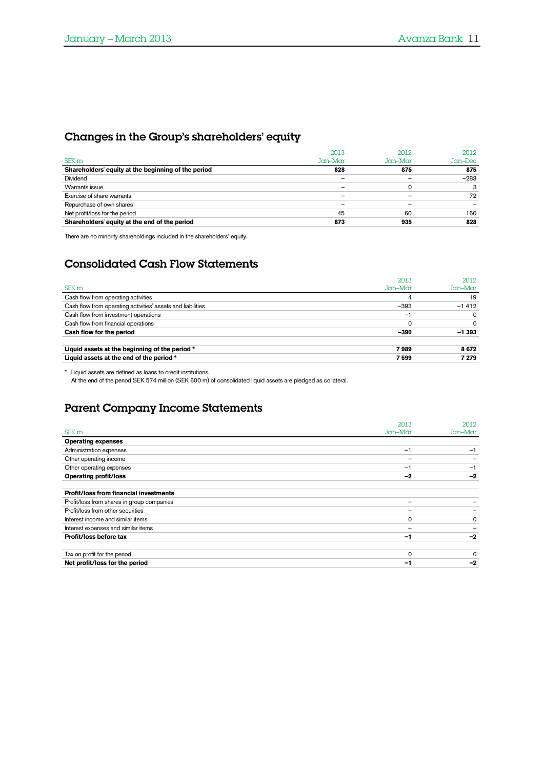## Changes in the Group's shareholders' equity

| SEK m | 2013<br>Jan–Mar | 2012<br>Jan–Mar | 2012<br>Jan–Dec |
|---|---|---|---|
| **Shareholders' equity at the beginning of the period** | **828** | **875** | **875** |
| Dividend | – | – | –283 |
| Warrants issue | – | 0 | 3 |
| Exercise of share warrants | – | – | 72 |
| Repurchase of own shares | – | – | – |
| Net profit/loss for the period | 45 | 60 | 160 |
| **Shareholders' equity at the end of the period** | **873** | **935** | **828** |

There are no minority shareholdings included in the shareholders' equity.

## Consolidated Cash Flow Statements

| SEK m | 2013<br>Jan–Mar | 2012<br>Jan–Mar |
|---|---|---|
| Cash flow from operating activities | 4 | 19 |
| Cash flow from operating activities' assets and liabilities | –393 | –1 412 |
| Cash flow from investment operations | –1 | 0 |
| Cash flow from financial operations | 0 | 0 |
| **Cash flow for the period** | **–390** | **–1 393** |
| | | |
| **Liquid assets at the beginning of the period \*** | **7 989** | **8 672** |
| **Liquid assets at the end of the period \*** | **7 599** | **7 279** |

\* Liquid assets are defined as loans to credit institutions.
At the end of the period SEK 574 million (SEK 600 m) of consolidated liquid assets are pledged as collateral.

## Parent Company Income Statements

| SEK m | 2013<br>Jan–Mar | 2012<br>Jan–Mar |
|---|---|---|
| **Operating expenses** | | |
| Administration expenses | –1 | –1 |
| Other operating income | – | – |
| Other operating expenses | –1 | –1 |
| **Operating profit/loss** | **–2** | **–2** |
| | | |
| **Profit/loss from financial investments** | | |
| Profit/loss from shares in group companies | – | – |
| Profit/loss from other securities | – | – |
| Interest income and similar items | 0 | 0 |
| Interest expenses and similar items | – | – |
| **Profit/loss before tax** | **–1** | **–2** |
| | | |
| Tax on profit for the period | 0 | 0 |
| **Net profit/loss for the period** | **–1** | **–2** |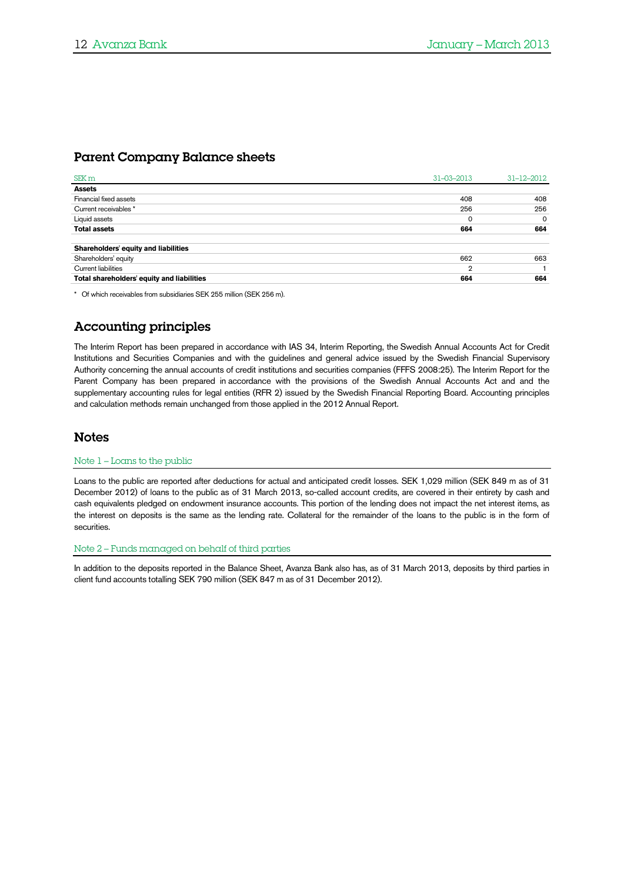## Parent Company Balance sheets

| SEK m | 31-03-2013 | 31-12-2012 |
| --- | --- | --- |
| **Assets** | | |
| Financial fixed assets | 408 | 408 |
| Current receivables * | 256 | 256 |
| Liquid assets | 0 | 0 |
| **Total assets** | **664** | **664** |
| | | |
| **Shareholders' equity and liabilities** | | |
| Shareholders' equity | 662 | 663 |
| Current liabilities | 2 | 1 |
| **Total shareholders' equity and liabilities** | **664** | **664** |

* Of which receivables from subsidiaries SEK 255 million (SEK 256 m).

## Accounting principles

The Interim Report has been prepared in accordance with IAS 34, Interim Reporting, the Swedish Annual Accounts Act for Credit Institutions and Securities Companies and with the guidelines and general advice issued by the Swedish Financial Supervisory Authority concerning the annual accounts of credit institutions and securities companies (FFFS 2008:25). The Interim Report for the Parent Company has been prepared in accordance with the provisions of the Swedish Annual Accounts Act and and the supplementary accounting rules for legal entities (RFR 2) issued by the Swedish Financial Reporting Board. Accounting principles and calculation methods remain unchanged from those applied in the 2012 Annual Report.

## Notes

### Note 1 – Loans to the public

Loans to the public are reported after deductions for actual and anticipated credit losses. SEK 1,029 million (SEK 849 m as of 31 December 2012) of loans to the public as of 31 March 2013, so-called account credits, are covered in their entirety by cash and cash equivalents pledged on endowment insurance accounts. This portion of the lending does not impact the net interest items, as the interest on deposits is the same as the lending rate. Collateral for the remainder of the loans to the public is in the form of securities.

### Note 2 – Funds managed on behalf of third parties

In addition to the deposits reported in the Balance Sheet, Avanza Bank also has, as of 31 March 2013, deposits by third parties in client fund accounts totalling SEK 790 million (SEK 847 m as of 31 December 2012).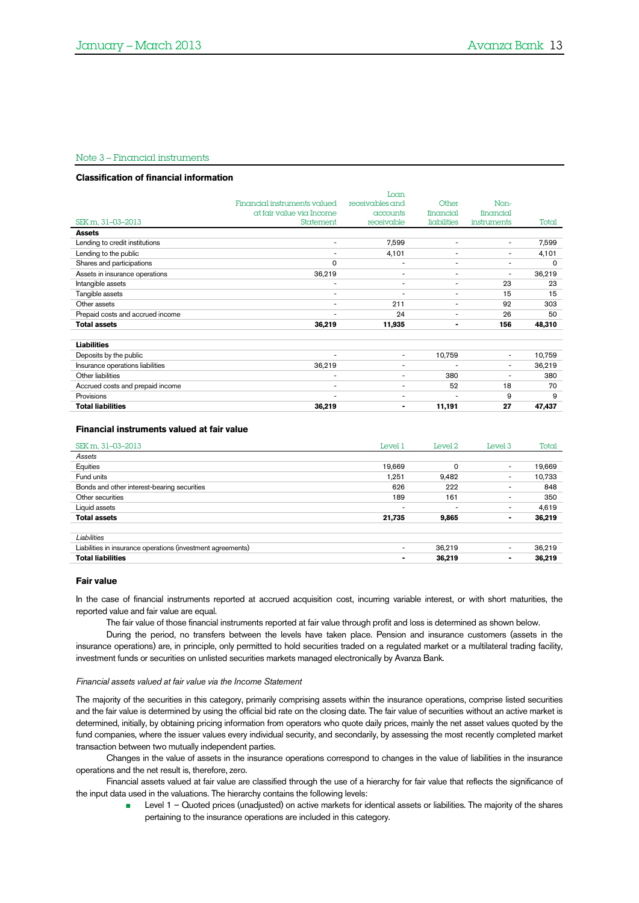## Note 3 – Financial instruments

### Classification of financial information

| SEK m, 31–03–2013 | Financial instruments valued at fair value via Income Statement | Loan receivables and accounts receivable | Other financial liabilities | Non-financial instruments | Total |
|---|---|---|---|---|---|
| **Assets** | | | | | |
| Lending to credit institutions | - | 7,599 | - | - | 7,599 |
| Lending to the public | - | 4,101 | - | - | 4,101 |
| Shares and participations | 0 | - | - | - | 0 |
| Assets in insurance operations | 36,219 | - | - | - | 36,219 |
| Intangible assets | - | - | - | 23 | 23 |
| Tangible assets | - | - | - | 15 | 15 |
| Other assets | - | 211 | - | 92 | 303 |
| Prepaid costs and accrued income | - | 24 | - | 26 | 50 |
| **Total assets** | **36,219** | **11,935** | **-** | **156** | **48,310** |
| | | | | | |
| **Liabilities** | | | | | |
| Deposits by the public | - | - | 10,759 | - | 10,759 |
| Insurance operations liabilities | 36,219 | - | - | - | 36,219 |
| Other liabilities | - | - | 380 | - | 380 |
| Accrued costs and prepaid income | - | - | 52 | 18 | 70 |
| Provisions | - | - | - | 9 | 9 |
| **Total liabilities** | **36,219** | **-** | **11,191** | **27** | **47,437** |

### Financial instruments valued at fair value

| SEK m, 31–03–2013 | Level 1 | Level 2 | Level 3 | Total |
|---|---|---|---|---|
| *Assets* | | | | |
| Equities | 19,669 | 0 | - | 19,669 |
| Fund units | 1,251 | 9,482 | - | 10,733 |
| Bonds and other interest-bearing securities | 626 | 222 | - | 848 |
| Other securities | 189 | 161 | - | 350 |
| Liquid assets | - | - | - | 4,619 |
| **Total assets** | **21,735** | **9,865** | **-** | **36,219** |
| | | | | |
| *Liabilities* | | | | |
| Liabilities in insurance operations (investment agreements) | - | 36,219 | - | 36,219 |
| **Total liabilities** | **-** | **36,219** | **-** | **36,219** |

### Fair value

In the case of financial instruments reported at accrued acquisition cost, incurring variable interest, or with short maturities, the reported value and fair value are equal.

The fair value of those financial instruments reported at fair value through profit and loss is determined as shown below.

During the period, no transfers between the levels have taken place. Pension and insurance customers (assets in the insurance operations) are, in principle, only permitted to hold securities traded on a regulated market or a multilateral trading facility, investment funds or securities on unlisted securities markets managed electronically by Avanza Bank.

*Financial assets valued at fair value via the Income Statement*

The majority of the securities in this category, primarily comprising assets within the insurance operations, comprise listed securities and the fair value is determined by using the official bid rate on the closing date. The fair value of securities without an active market is determined, initially, by obtaining pricing information from operators who quote daily prices, mainly the net asset values quoted by the fund companies, where the issuer values every individual security, and secondarily, by assessing the most recently completed market transaction between two mutually independent parties.

Changes in the value of assets in the insurance operations correspond to changes in the value of liabilities in the insurance operations and the net result is, therefore, zero.

Financial assets valued at fair value are classified through the use of a hierarchy for fair value that reflects the significance of the input data used in the valuations. The hierarchy contains the following levels:

- Level 1 – Quoted prices (unadjusted) on active markets for identical assets or liabilities. The majority of the shares pertaining to the insurance operations are included in this category.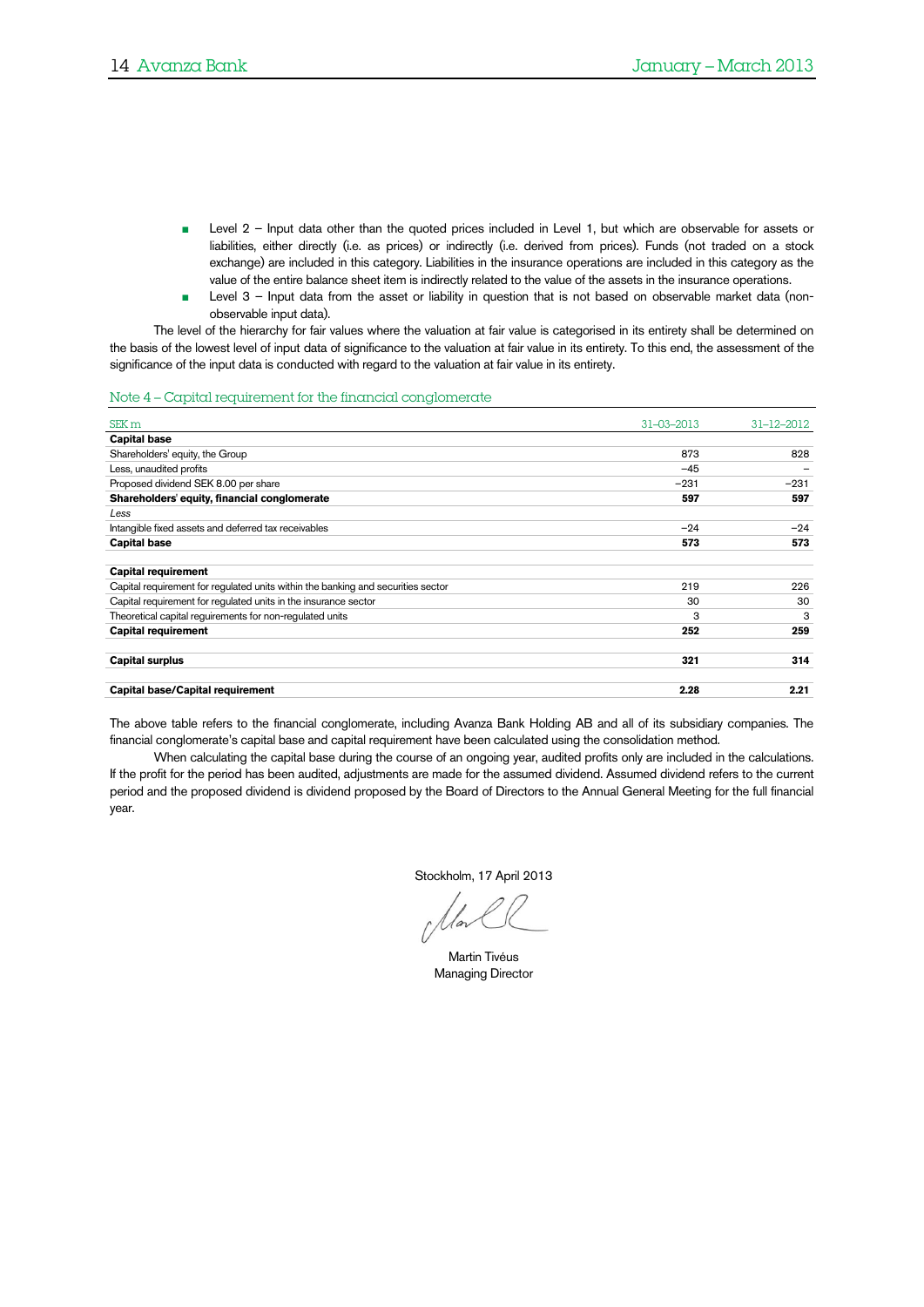- Level 2 – Input data other than the quoted prices included in Level 1, but which are observable for assets or liabilities, either directly (i.e. as prices) or indirectly (i.e. derived from prices). Funds (not traded on a stock exchange) are included in this category. Liabilities in the insurance operations are included in this category as the value of the entire balance sheet item is indirectly related to the value of the assets in the insurance operations.
- Level 3 – Input data from the asset or liability in question that is not based on observable market data (non-observable input data).

The level of the hierarchy for fair values where the valuation at fair value is categorised in its entirety shall be determined on the basis of the lowest level of input data of significance to the valuation at fair value in its entirety. To this end, the assessment of the significance of the input data is conducted with regard to the valuation at fair value in its entirety.

## Note 4 – Capital requirement for the financial conglomerate

| SEK m | 31-03-2013 | 31-12-2012 |
|---|---|---|
| **Capital base** | | |
| Shareholders' equity, the Group | 873 | 828 |
| Less, unaudited profits | –45 | – |
| Proposed dividend SEK 8.00 per share | –231 | –231 |
| **Shareholders' equity, financial conglomerate** | **597** | **597** |
| *Less* | | |
| Intangible fixed assets and deferred tax receivables | –24 | –24 |
| **Capital base** | **573** | **573** |
| | | |
| **Capital requirement** | | |
| Capital requirement for regulated units within the banking and securities sector | 219 | 226 |
| Capital requirement for regulated units in the insurance sector | 30 | 30 |
| Theoretical capital requirements for non-regulated units | 3 | 3 |
| **Capital requirement** | **252** | **259** |
| | | |
| **Capital surplus** | **321** | **314** |
| | | |
| **Capital base/Capital requirement** | **2.28** | **2.21** |

The above table refers to the financial conglomerate, including Avanza Bank Holding AB and all of its subsidiary companies. The financial conglomerate's capital base and capital requirement have been calculated using the consolidation method.

When calculating the capital base during the course of an ongoing year, audited profits only are included in the calculations. If the profit for the period has been audited, adjustments are made for the assumed dividend. Assumed dividend refers to the current period and the proposed dividend is dividend proposed by the Board of Directors to the Annual General Meeting for the full financial year.

Stockholm, 17 April 2013

Martin Tivéus
Managing Director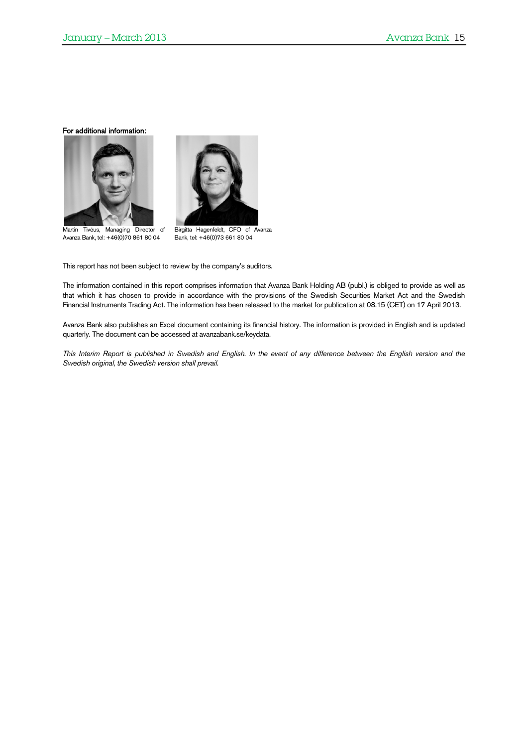**For additional information:**

Martin Tivéus, Managing Director of Avanza Bank, tel: +46(0)70 861 80 04

Birgitta Hagenfeldt, CFO of Avanza Bank, tel: +46(0)73 661 80 04

This report has not been subject to review by the company's auditors.

The information contained in this report comprises information that Avanza Bank Holding AB (publ.) is obliged to provide as well as that which it has chosen to provide in accordance with the provisions of the Swedish Securities Market Act and the Swedish Financial Instruments Trading Act. The information has been released to the market for publication at 08.15 (CET) on 17 April 2013.

Avanza Bank also publishes an Excel document containing its financial history. The information is provided in English and is updated quarterly. The document can be accessed at avanzabank.se/keydata.

*This Interim Report is published in Swedish and English. In the event of any difference between the English version and the Swedish original, the Swedish version shall prevail.*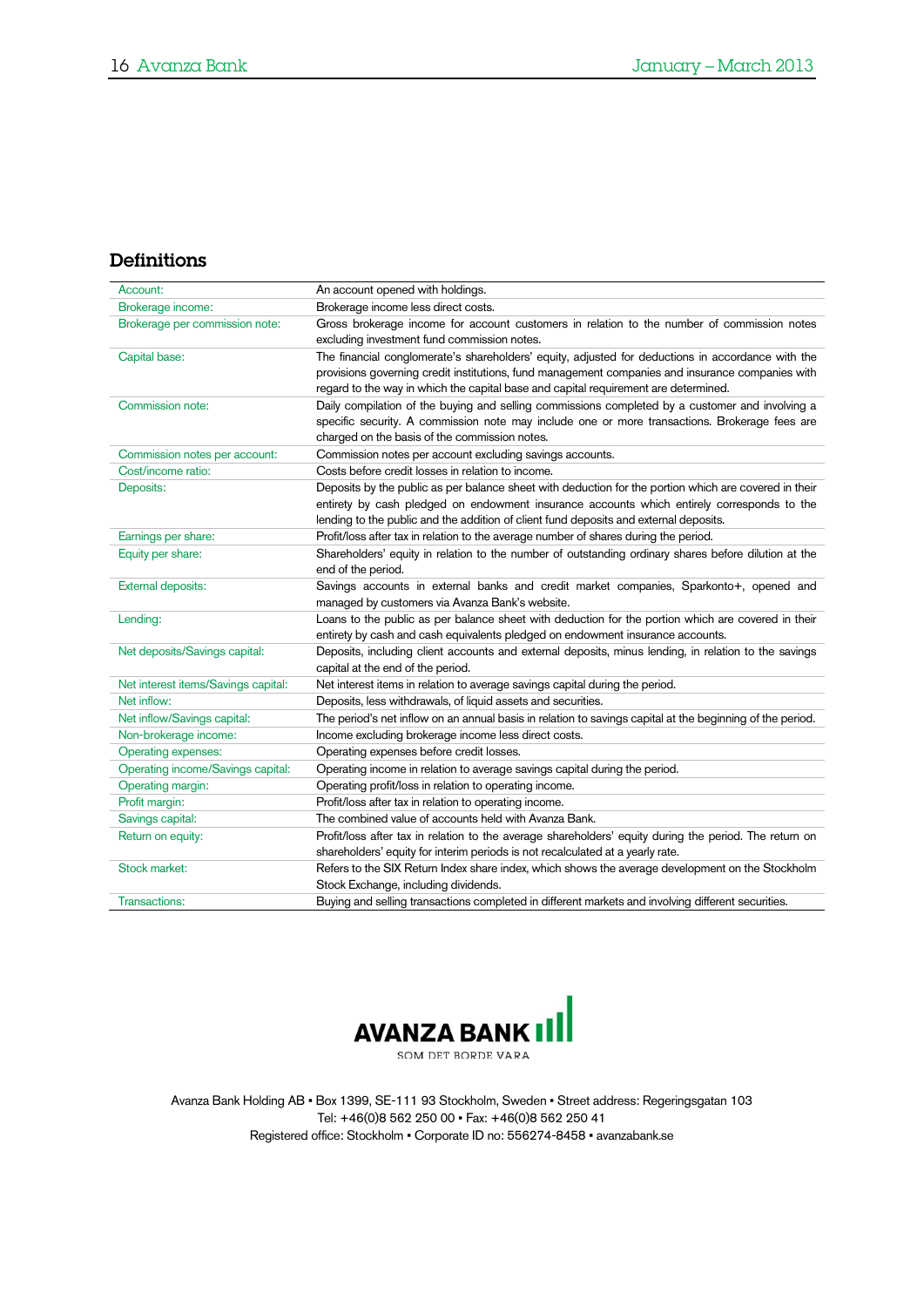## Definitions

| | |
|---|---|
| Account: | An account opened with holdings. |
| Brokerage income: | Brokerage income less direct costs. |
| Brokerage per commission note: | Gross brokerage income for account customers in relation to the number of commission notes excluding investment fund commission notes. |
| Capital base: | The financial conglomerate's shareholders' equity, adjusted for deductions in accordance with the provisions governing credit institutions, fund management companies and insurance companies with regard to the way in which the capital base and capital requirement are determined. |
| Commission note: | Daily compilation of the buying and selling commissions completed by a customer and involving a specific security. A commission note may include one or more transactions. Brokerage fees are charged on the basis of the commission notes. |
| Commission notes per account: | Commission notes per account excluding savings accounts. |
| Cost/income ratio: | Costs before credit losses in relation to income. |
| Deposits: | Deposits by the public as per balance sheet with deduction for the portion which are covered in their entirety by cash pledged on endowment insurance accounts which entirely corresponds to the lending to the public and the addition of client fund deposits and external deposits. |
| Earnings per share: | Profit/loss after tax in relation to the average number of shares during the period. |
| Equity per share: | Shareholders' equity in relation to the number of outstanding ordinary shares before dilution at the end of the period. |
| External deposits: | Savings accounts in external banks and credit market companies, Sparkonto+, opened and managed by customers via Avanza Bank's website. |
| Lending: | Loans to the public as per balance sheet with deduction for the portion which are covered in their entirety by cash and cash equivalents pledged on endowment insurance accounts. |
| Net deposits/Savings capital: | Deposits, including client accounts and external deposits, minus lending, in relation to the savings capital at the end of the period. |
| Net interest items/Savings capital: | Net interest items in relation to average savings capital during the period. |
| Net inflow: | Deposits, less withdrawals, of liquid assets and securities. |
| Net inflow/Savings capital: | The period's net inflow on an annual basis in relation to savings capital at the beginning of the period. |
| Non-brokerage income: | Income excluding brokerage income less direct costs. |
| Operating expenses: | Operating expenses before credit losses. |
| Operating income/Savings capital: | Operating income in relation to average savings capital during the period. |
| Operating margin: | Operating profit/loss in relation to operating income. |
| Profit margin: | Profit/loss after tax in relation to operating income. |
| Savings capital: | The combined value of accounts held with Avanza Bank. |
| Return on equity: | Profit/loss after tax in relation to the average shareholders' equity during the period. The return on shareholders' equity for interim periods is not recalculated at a yearly rate. |
| Stock market: | Refers to the SIX Return Index share index, which shows the average development on the Stockholm Stock Exchange, including dividends. |
| Transactions: | Buying and selling transactions completed in different markets and involving different securities. |

AVANZA BANK

SOM DET BORDE VARA

Avanza Bank Holding AB ▪ Box 1399, SE-111 93 Stockholm, Sweden ▪ Street address: Regeringsgatan 103
Tel: +46(0)8 562 250 00 ▪ Fax: +46(0)8 562 250 41
Registered office: Stockholm ▪ Corporate ID no: 556274-8458 ▪ avanzabank.se